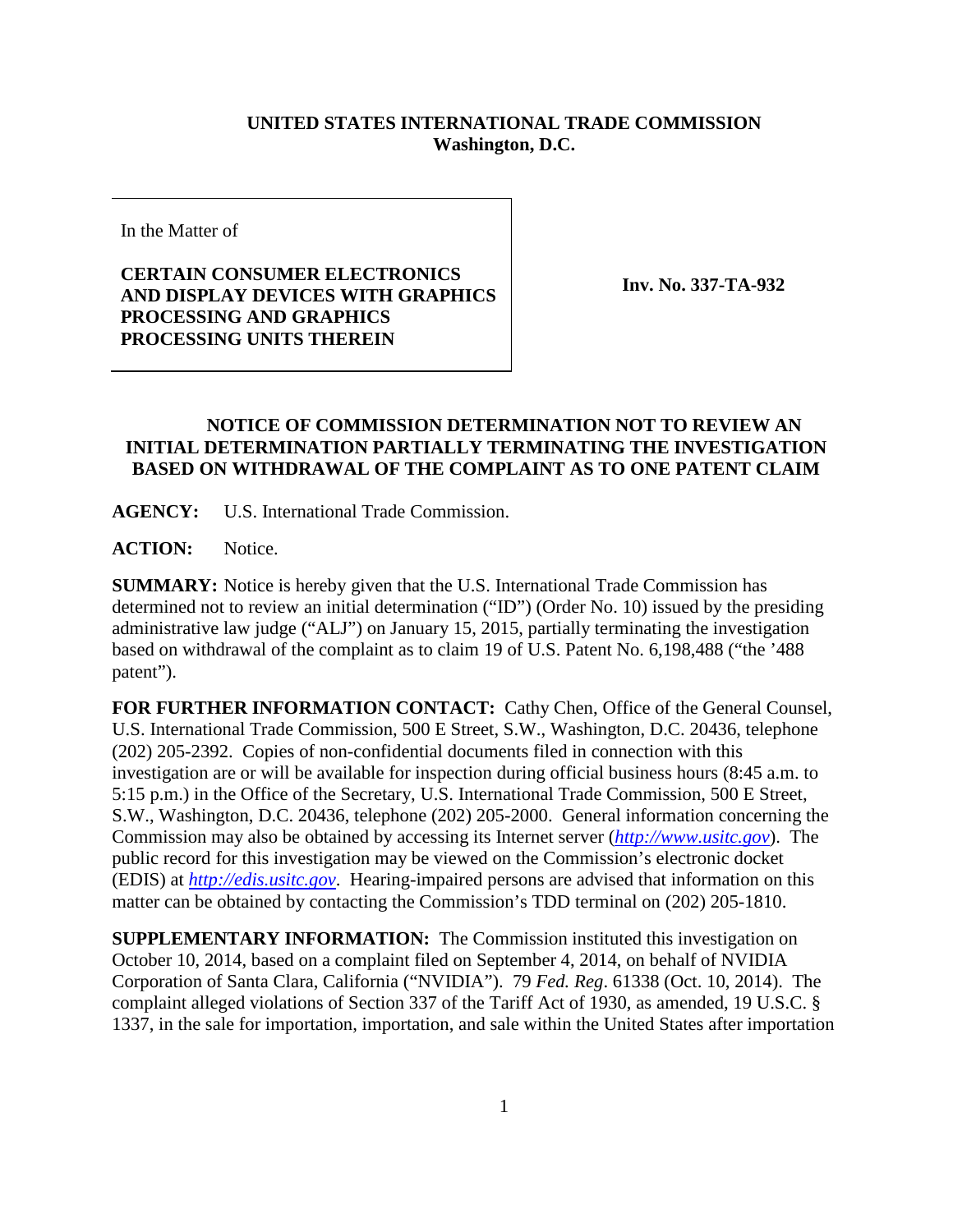**UNITED STATES INTERNATIONAL TRADE COMMISSION**
**Washington, D.C.**

| In the Matter of<br><br>**CERTAIN CONSUMER ELECTRONICS AND DISPLAY DEVICES WITH GRAPHICS PROCESSING AND GRAPHICS PROCESSING UNITS THEREIN** | **Inv. No. 337-TA-932** |
|---|---|

**NOTICE OF COMMISSION DETERMINATION NOT TO REVIEW AN INITIAL DETERMINATION PARTIALLY TERMINATING THE INVESTIGATION BASED ON WITHDRAWAL OF THE COMPLAINT AS TO ONE PATENT CLAIM**

**AGENCY:** U.S. International Trade Commission.

**ACTION:** Notice.

**SUMMARY:** Notice is hereby given that the U.S. International Trade Commission has determined not to review an initial determination ("ID") (Order No. 10) issued by the presiding administrative law judge ("ALJ") on January 15, 2015, partially terminating the investigation based on withdrawal of the complaint as to claim 19 of U.S. Patent No. 6,198,488 ("the '488 patent").

**FOR FURTHER INFORMATION CONTACT:** Cathy Chen, Office of the General Counsel, U.S. International Trade Commission, 500 E Street, S.W., Washington, D.C. 20436, telephone (202) 205-2392. Copies of non-confidential documents filed in connection with this investigation are or will be available for inspection during official business hours (8:45 a.m. to 5:15 p.m.) in the Office of the Secretary, U.S. International Trade Commission, 500 E Street, S.W., Washington, D.C. 20436, telephone (202) 205-2000. General information concerning the Commission may also be obtained by accessing its Internet server (*http://www.usitc.gov*). The public record for this investigation may be viewed on the Commission's electronic docket (EDIS) at *http://edis.usitc.gov*. Hearing-impaired persons are advised that information on this matter can be obtained by contacting the Commission's TDD terminal on (202) 205-1810.

**SUPPLEMENTARY INFORMATION:** The Commission instituted this investigation on October 10, 2014, based on a complaint filed on September 4, 2014, on behalf of NVIDIA Corporation of Santa Clara, California ("NVIDIA"). 79 *Fed. Reg*. 61338 (Oct. 10, 2014). The complaint alleged violations of Section 337 of the Tariff Act of 1930, as amended, 19 U.S.C. § 1337, in the sale for importation, importation, and sale within the United States after importation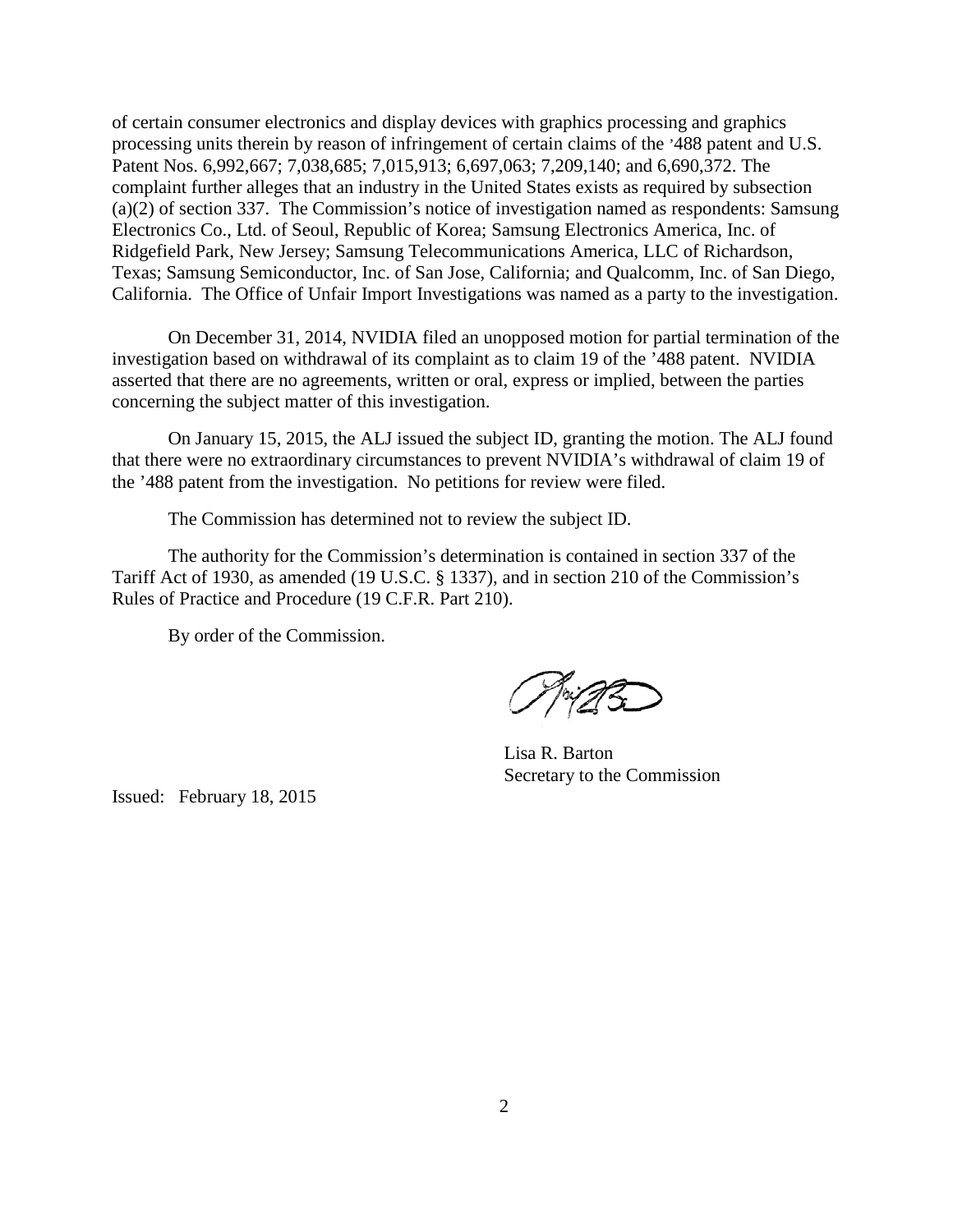of certain consumer electronics and display devices with graphics processing and graphics processing units therein by reason of infringement of certain claims of the '488 patent and U.S. Patent Nos. 6,992,667; 7,038,685; 7,015,913; 6,697,063; 7,209,140; and 6,690,372. The complaint further alleges that an industry in the United States exists as required by subsection (a)(2) of section 337. The Commission's notice of investigation named as respondents: Samsung Electronics Co., Ltd. of Seoul, Republic of Korea; Samsung Electronics America, Inc. of Ridgefield Park, New Jersey; Samsung Telecommunications America, LLC of Richardson, Texas; Samsung Semiconductor, Inc. of San Jose, California; and Qualcomm, Inc. of San Diego, California. The Office of Unfair Import Investigations was named as a party to the investigation.

On December 31, 2014, NVIDIA filed an unopposed motion for partial termination of the investigation based on withdrawal of its complaint as to claim 19 of the '488 patent. NVIDIA asserted that there are no agreements, written or oral, express or implied, between the parties concerning the subject matter of this investigation.

On January 15, 2015, the ALJ issued the subject ID, granting the motion. The ALJ found that there were no extraordinary circumstances to prevent NVIDIA's withdrawal of claim 19 of the '488 patent from the investigation. No petitions for review were filed.

The Commission has determined not to review the subject ID.

The authority for the Commission's determination is contained in section 337 of the Tariff Act of 1930, as amended (19 U.S.C. § 1337), and in section 210 of the Commission's Rules of Practice and Procedure (19 C.F.R. Part 210).

By order of the Commission.

Lisa R. Barton
Secretary to the Commission

Issued: February 18, 2015